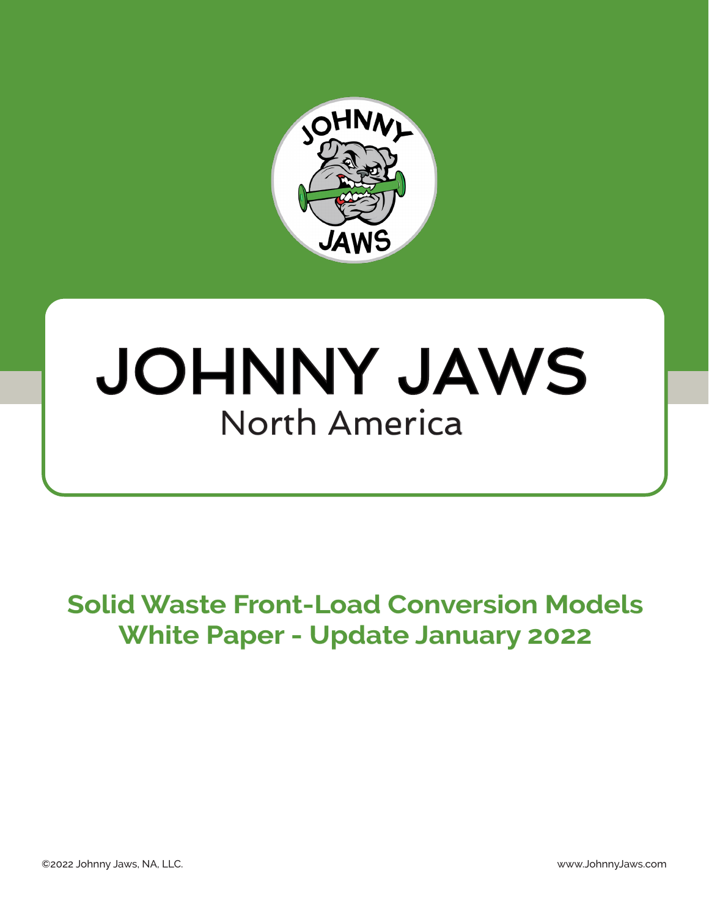# JOHNNY JAWS

North America

## Solid Waste Front-Load Conversion Models White Paper - Update January 2022

©2022 Johnny Jaws, NA, LLC.

www.JohnnyJaws.com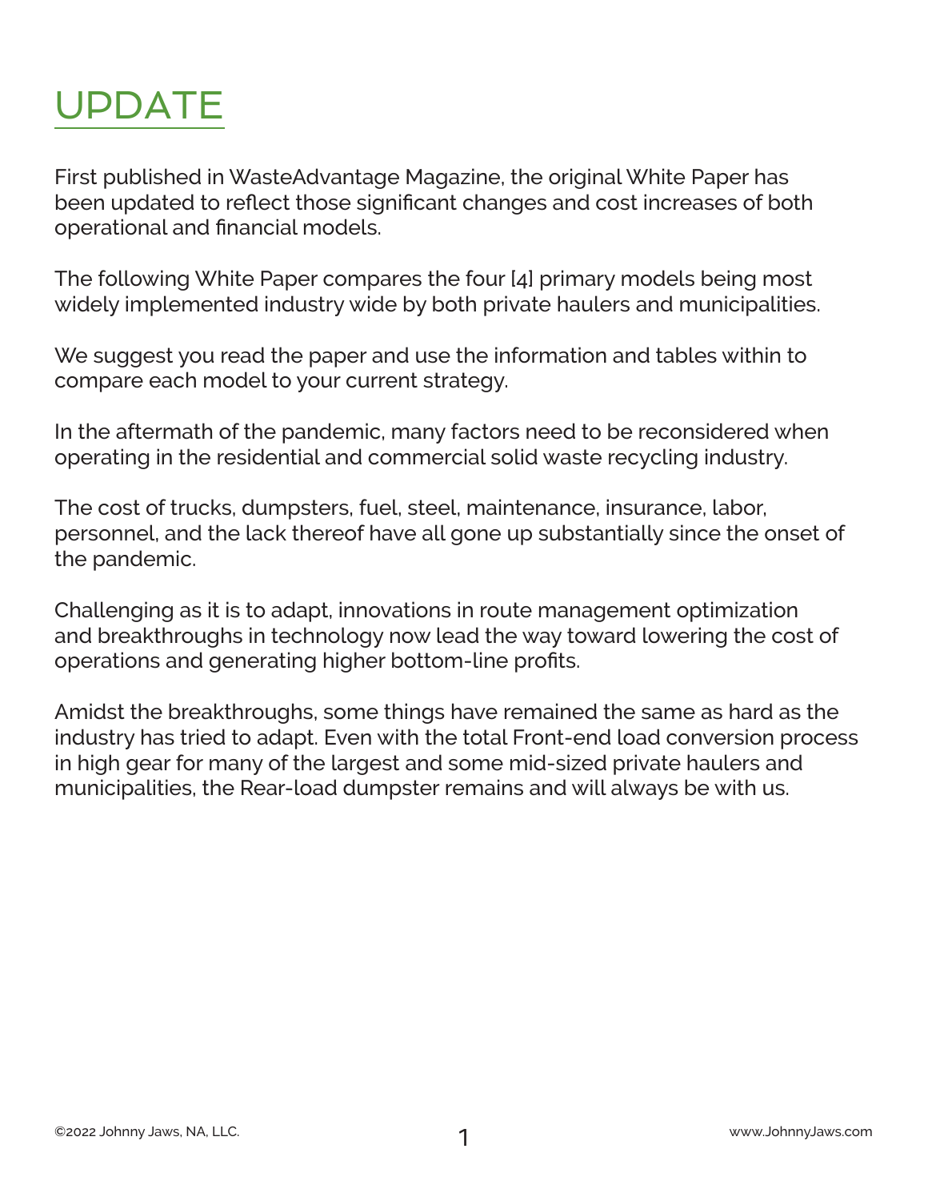# UPDATE

First published in WasteAdvantage Magazine, the original White Paper has been updated to reflect those significant changes and cost increases of both operational and financial models.

The following White Paper compares the four [4] primary models being most widely implemented industry wide by both private haulers and municipalities.

We suggest you read the paper and use the information and tables within to compare each model to your current strategy.

In the aftermath of the pandemic, many factors need to be reconsidered when operating in the residential and commercial solid waste recycling industry.

The cost of trucks, dumpsters, fuel, steel, maintenance, insurance, labor, personnel, and the lack thereof have all gone up substantially since the onset of the pandemic.

Challenging as it is to adapt, innovations in route management optimization and breakthroughs in technology now lead the way toward lowering the cost of operations and generating higher bottom-line profits.

Amidst the breakthroughs, some things have remained the same as hard as the industry has tried to adapt. Even with the total Front-end load conversion process in high gear for many of the largest and some mid-sized private haulers and municipalities, the Rear-load dumpster remains and will always be with us.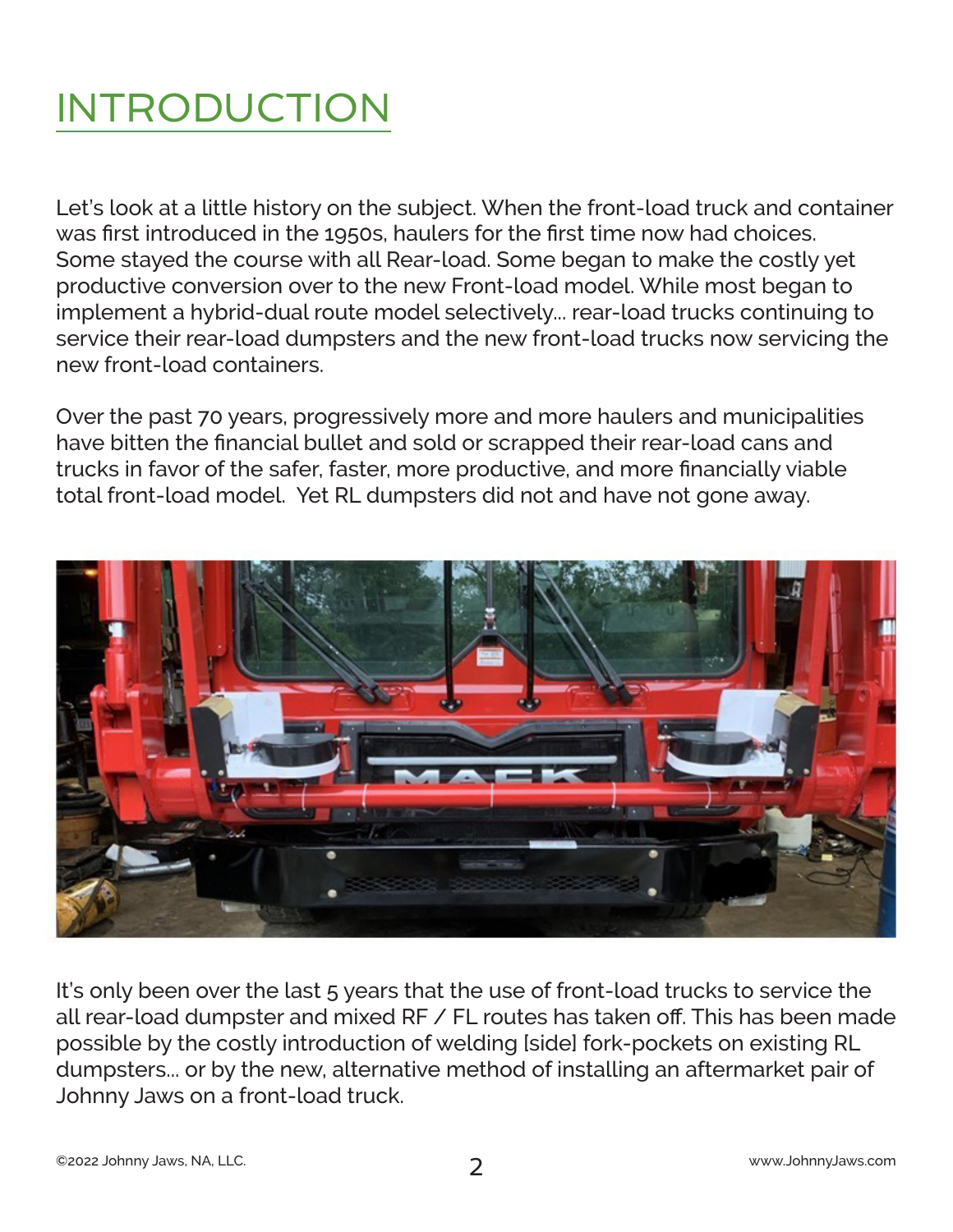# INTRODUCTION

Let's look at a little history on the subject. When the front-load truck and container was first introduced in the 1950s, haulers for the first time now had choices. Some stayed the course with all Rear-load. Some began to make the costly yet productive conversion over to the new Front-load model. While most began to implement a hybrid-dual route model selectively... rear-load trucks continuing to service their rear-load dumpsters and the new front-load trucks now servicing the new front-load containers.

Over the past 70 years, progressively more and more haulers and municipalities have bitten the financial bullet and sold or scrapped their rear-load cans and trucks in favor of the safer, faster, more productive, and more financially viable total front-load model. Yet RL dumpsters did not and have not gone away.

It's only been over the last 5 years that the use of front-load trucks to service the all rear-load dumpster and mixed RF / FL routes has taken off. This has been made possible by the costly introduction of welding [side] fork-pockets on existing RL dumpsters... or by the new, alternative method of installing an aftermarket pair of Johnny Jaws on a front-load truck.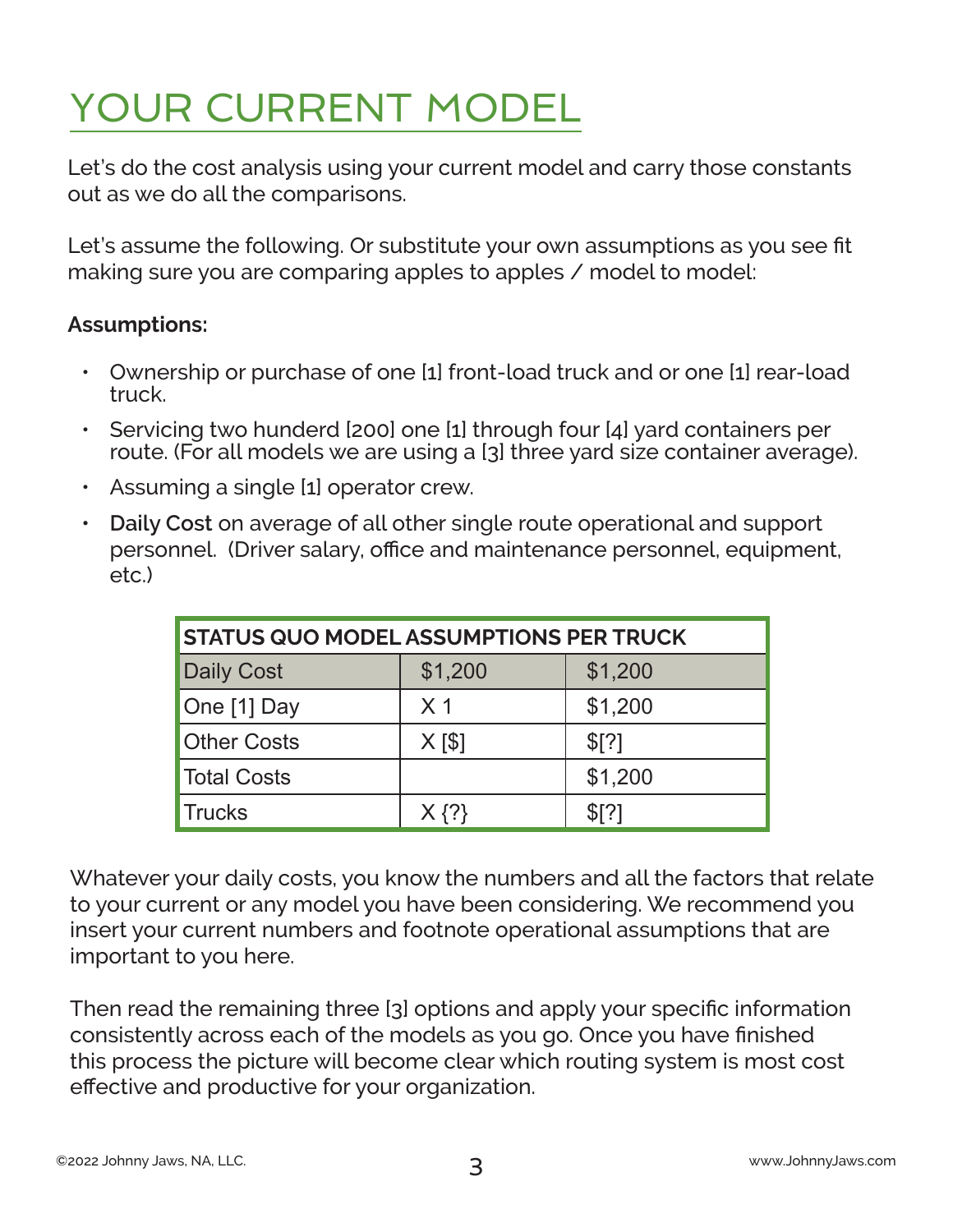# YOUR CURRENT MODEL

Let's do the cost analysis using your current model and carry those constants out as we do all the comparisons.

Let's assume the following. Or substitute your own assumptions as you see fit making sure you are comparing apples to apples / model to model:

**Assumptions:**

- Ownership or purchase of one [1] front-load truck and or one [1] rear-load truck.
- Servicing two hunderd [200] one [1] through four [4] yard containers per route. (For all models we are using a [3] three yard size container average).
- Assuming a single [1] operator crew.
- **Daily Cost** on average of all other single route operational and support personnel. (Driver salary, office and maintenance personnel, equipment, etc.)

| STATUS QUO MODEL ASSUMPTIONS PER TRUCK | | |
|---|---|---|
| Daily Cost | $1,200 | $1,200 |
| One [1] Day | X 1 | $1,200 |
| Other Costs | X [$] | $[?] |
| Total Costs | | $1,200 |
| Trucks | X {?} | $[?] |

Whatever your daily costs, you know the numbers and all the factors that relate to your current or any model you have been considering. We recommend you insert your current numbers and footnote operational assumptions that are important to you here.

Then read the remaining three [3] options and apply your specific information consistently across each of the models as you go. Once you have finished this process the picture will become clear which routing system is most cost effective and productive for your organization.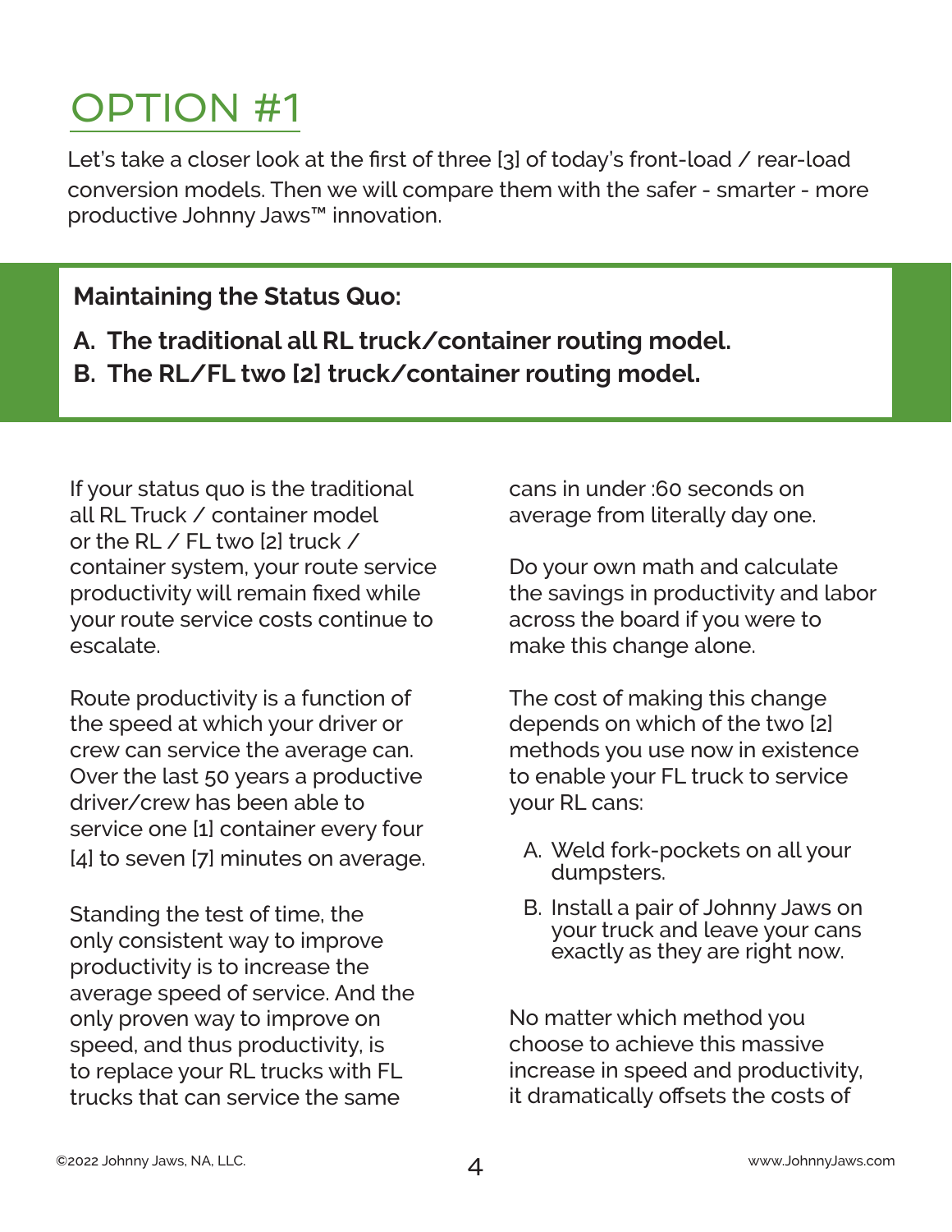# OPTION #1

Let's take a closer look at the first of three [3] of today's front-load / rear-load conversion models. Then we will compare them with the safer - smarter - more productive Johnny Jaws™ innovation.

**Maintaining the Status Quo:**

**A. The traditional all RL truck/container routing model.**
**B. The RL/FL two [2] truck/container routing model.**

If your status quo is the traditional all RL Truck / container model or the RL / FL two [2] truck / container system, your route service productivity will remain fixed while your route service costs continue to escalate.

Route productivity is a function of the speed at which your driver or crew can service the average can. Over the last 50 years a productive driver/crew has been able to service one [1] container every four [4] to seven [7] minutes on average.

Standing the test of time, the only consistent way to improve productivity is to increase the average speed of service. And the only proven way to improve on speed, and thus productivity, is to replace your RL trucks with FL trucks that can service the same cans in under :60 seconds on average from literally day one.

Do your own math and calculate the savings in productivity and labor across the board if you were to make this change alone.

The cost of making this change depends on which of the two [2] methods you use now in existence to enable your FL truck to service your RL cans:

A. Weld fork-pockets on all your dumpsters.
B. Install a pair of Johnny Jaws on your truck and leave your cans exactly as they are right now.

No matter which method you choose to achieve this massive increase in speed and productivity, it dramatically offsets the costs of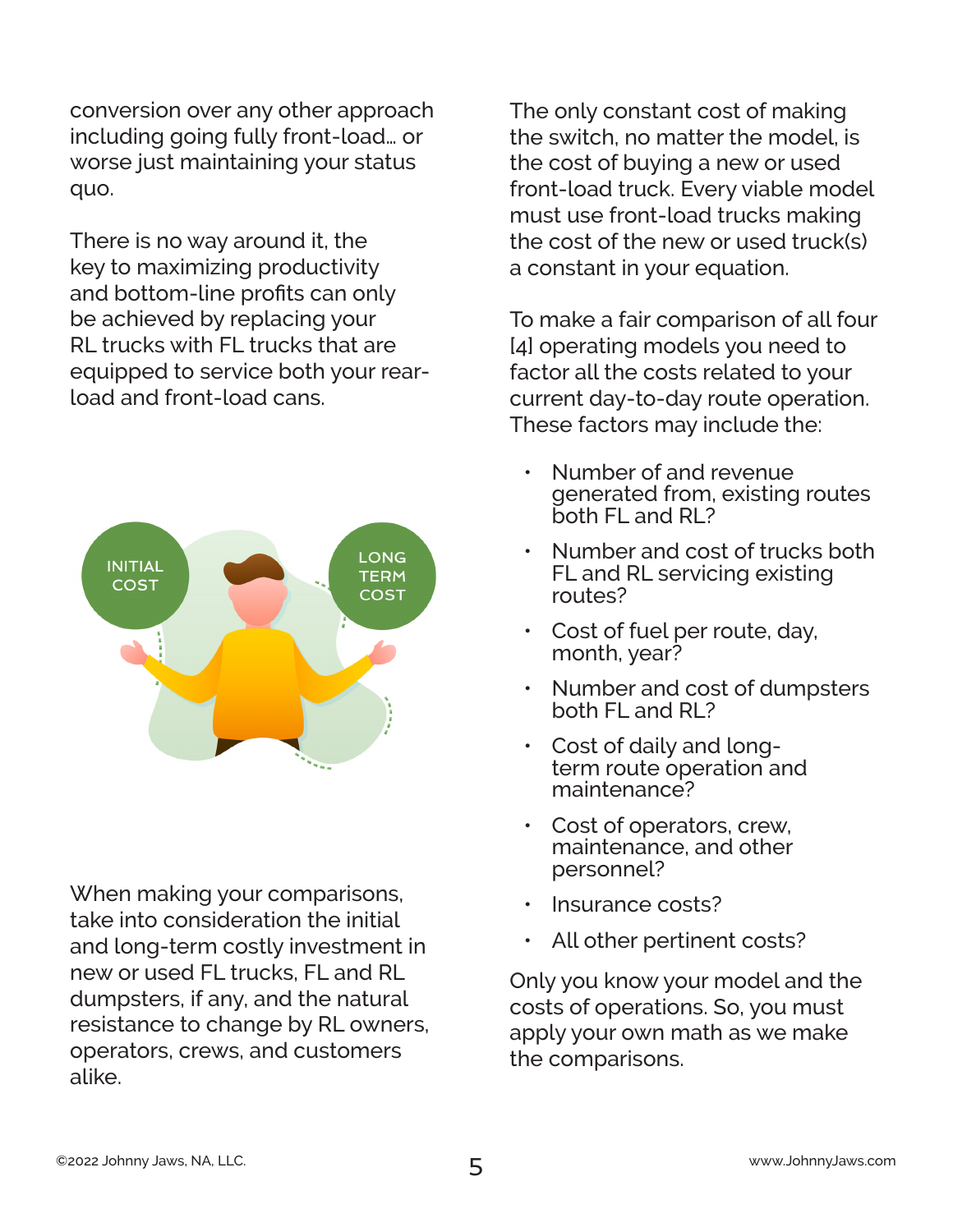conversion over any other approach including going fully front-load… or worse just maintaining your status quo.

There is no way around it, the key to maximizing productivity and bottom-line profits can only be achieved by replacing your RL trucks with FL trucks that are equipped to service both your rear-load and front-load cans.

When making your comparisons, take into consideration the initial and long-term costly investment in new or used FL trucks, FL and RL dumpsters, if any, and the natural resistance to change by RL owners, operators, crews, and customers alike.

The only constant cost of making the switch, no matter the model, is the cost of buying a new or used front-load truck. Every viable model must use front-load trucks making the cost of the new or used truck(s) a constant in your equation.

To make a fair comparison of all four [4] operating models you need to factor all the costs related to your current day-to-day route operation. These factors may include the:

- Number of and revenue generated from, existing routes both FL and RL?
- Number and cost of trucks both FL and RL servicing existing routes?
- Cost of fuel per route, day, month, year?
- Number and cost of dumpsters both FL and RL?
- Cost of daily and long-term route operation and maintenance?
- Cost of operators, crew, maintenance, and other personnel?
- Insurance costs?
- All other pertinent costs?

Only you know your model and the costs of operations. So, you must apply your own math as we make the comparisons.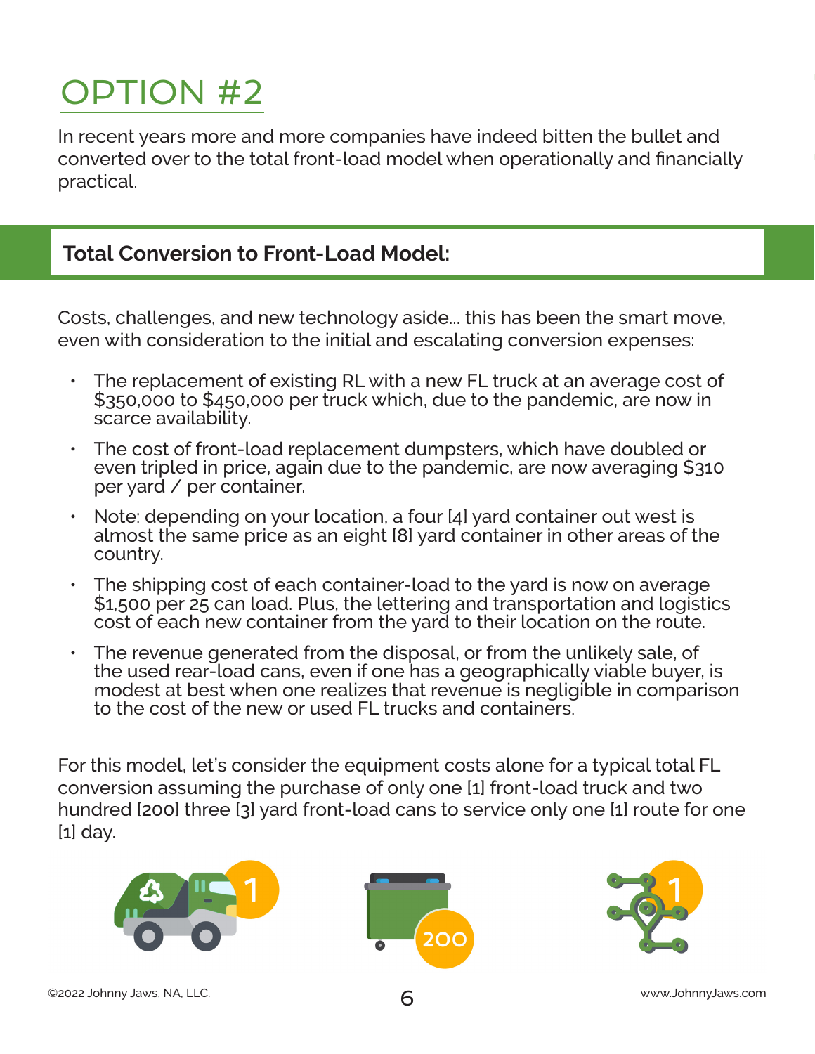# OPTION #2

In recent years more and more companies have indeed bitten the bullet and converted over to the total front-load model when operationally and financially practical.

## Total Conversion to Front-Load Model:

Costs, challenges, and new technology aside... this has been the smart move, even with consideration to the initial and escalating conversion expenses:

- The replacement of existing RL with a new FL truck at an average cost of $350,000 to $450,000 per truck which, due to the pandemic, are now in scarce availability.
- The cost of front-load replacement dumpsters, which have doubled or even tripled in price, again due to the pandemic, are now averaging $310 per yard / per container.
- Note: depending on your location, a four [4] yard container out west is almost the same price as an eight [8] yard container in other areas of the country.
- The shipping cost of each container-load to the yard is now on average $1,500 per 25 can load. Plus, the lettering and transportation and logistics cost of each new container from the yard to their location on the route.
- The revenue generated from the disposal, or from the unlikely sale, of the used rear-load cans, even if one has a geographically viable buyer, is modest at best when one realizes that revenue is negligible in comparison to the cost of the new or used FL trucks and containers.

For this model, let's consider the equipment costs alone for a typical total FL conversion assuming the purchase of only one [1] front-load truck and two hundred [200] three [3] yard front-load cans to service only one [1] route for one [1] day.

1 | 200 | 1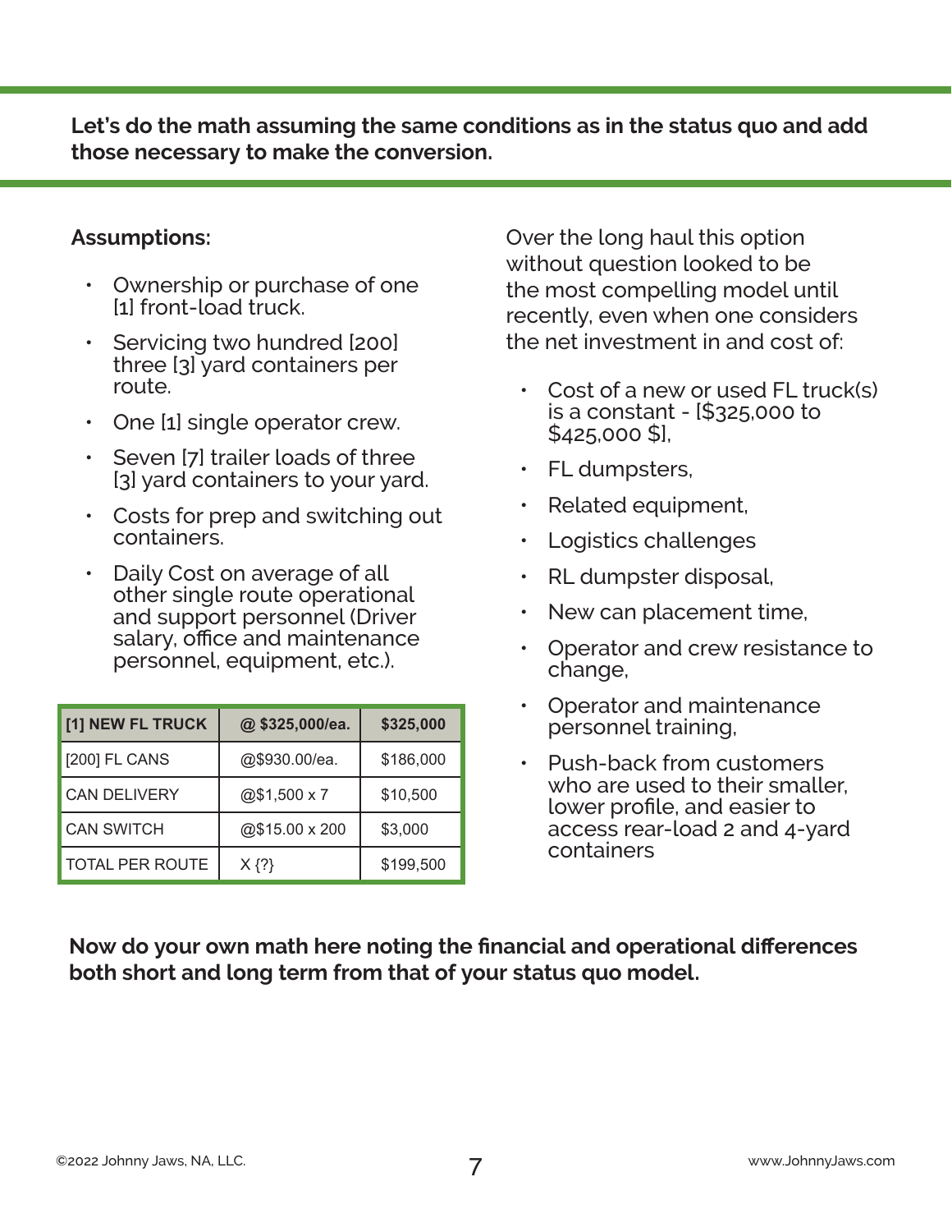**Let's do the math assuming the same conditions as in the status quo and add those necessary to make the conversion.**

**Assumptions:**

- Ownership or purchase of one [1] front-load truck.
- Servicing two hundred [200] three [3] yard containers per route.
- One [1] single operator crew.
- Seven [7] trailer loads of three [3] yard containers to your yard.
- Costs for prep and switching out containers.
- Daily Cost on average of all other single route operational and support personnel (Driver salary, office and maintenance personnel, equipment, etc.).

| [1] NEW FL TRUCK | @ $325,000/ea. | $325,000 |
|---|---|---|
| [200] FL CANS | @$930.00/ea. | $186,000 |
| CAN DELIVERY | @$1,500 x 7 | $10,500 |
| CAN SWITCH | @$15.00 x 200 | $3,000 |
| TOTAL PER ROUTE | X {?} | $199,500 |

Over the long haul this option without question looked to be the most compelling model until recently, even when one considers the net investment in and cost of:

- Cost of a new or used FL truck(s) is a constant - [$325,000 to $425,000 $],
- FL dumpsters,
- Related equipment,
- Logistics challenges
- RL dumpster disposal,
- New can placement time,
- Operator and crew resistance to change,
- Operator and maintenance personnel training,
- Push-back from customers who are used to their smaller, lower profile, and easier to access rear-load 2 and 4-yard containers

**Now do your own math here noting the financial and operational differences both short and long term from that of your status quo model.**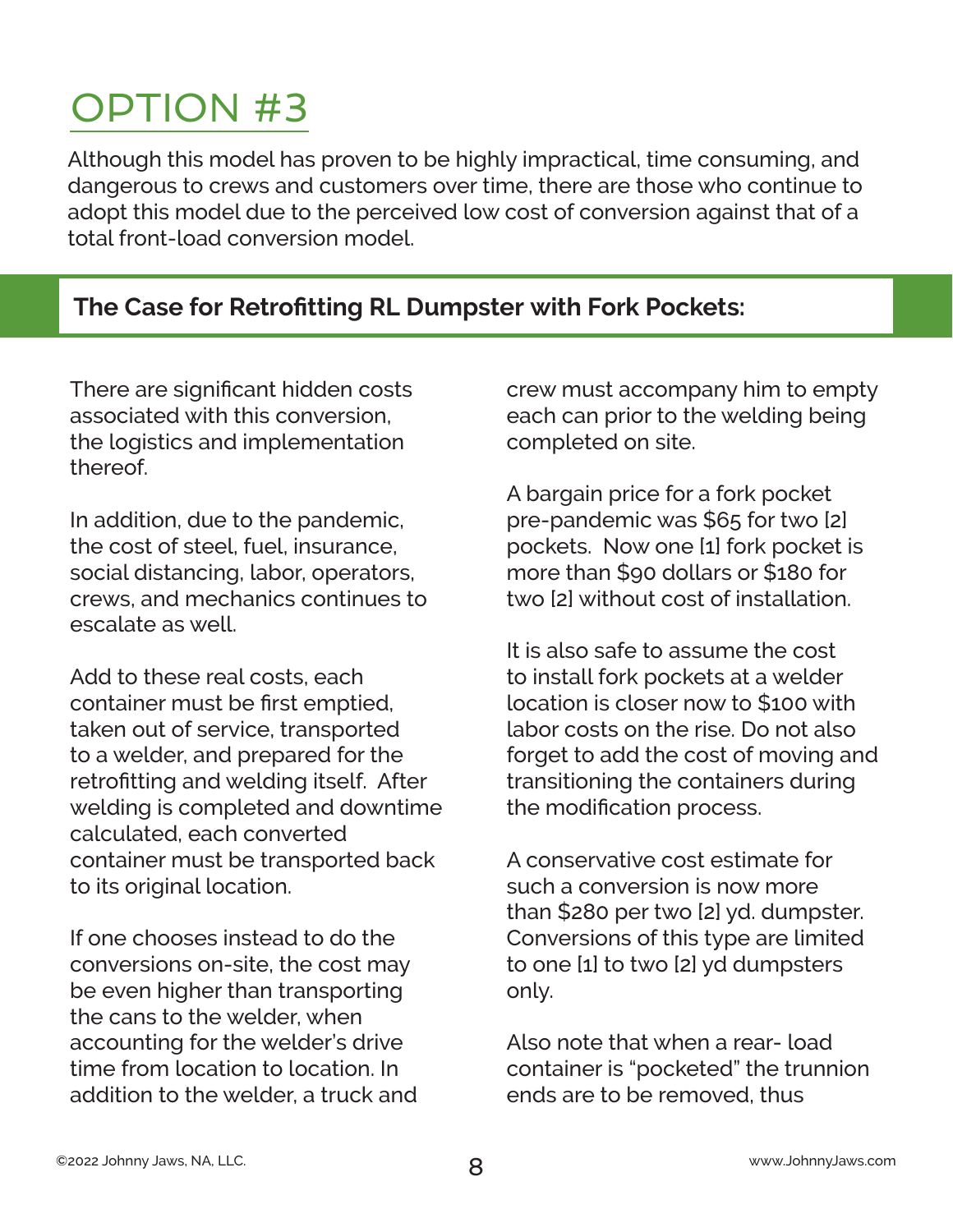# OPTION #3

Although this model has proven to be highly impractical, time consuming, and dangerous to crews and customers over time, there are those who continue to adopt this model due to the perceived low cost of conversion against that of a total front-load conversion model.

## The Case for Retrofitting RL Dumpster with Fork Pockets:

There are significant hidden costs associated with this conversion, the logistics and implementation thereof.

In addition, due to the pandemic, the cost of steel, fuel, insurance, social distancing, labor, operators, crews, and mechanics continues to escalate as well.

Add to these real costs, each container must be first emptied, taken out of service, transported to a welder, and prepared for the retrofitting and welding itself. After welding is completed and downtime calculated, each converted container must be transported back to its original location.

If one chooses instead to do the conversions on-site, the cost may be even higher than transporting the cans to the welder, when accounting for the welder's drive time from location to location. In addition to the welder, a truck and crew must accompany him to empty each can prior to the welding being completed on site.

A bargain price for a fork pocket pre-pandemic was $65 for two [2] pockets. Now one [1] fork pocket is more than $90 dollars or $180 for two [2] without cost of installation.

It is also safe to assume the cost to install fork pockets at a welder location is closer now to $100 with labor costs on the rise. Do not also forget to add the cost of moving and transitioning the containers during the modification process.

A conservative cost estimate for such a conversion is now more than $280 per two [2] yd. dumpster. Conversions of this type are limited to one [1] to two [2] yd dumpsters only.

Also note that when a rear- load container is "pocketed" the trunnion ends are to be removed, thus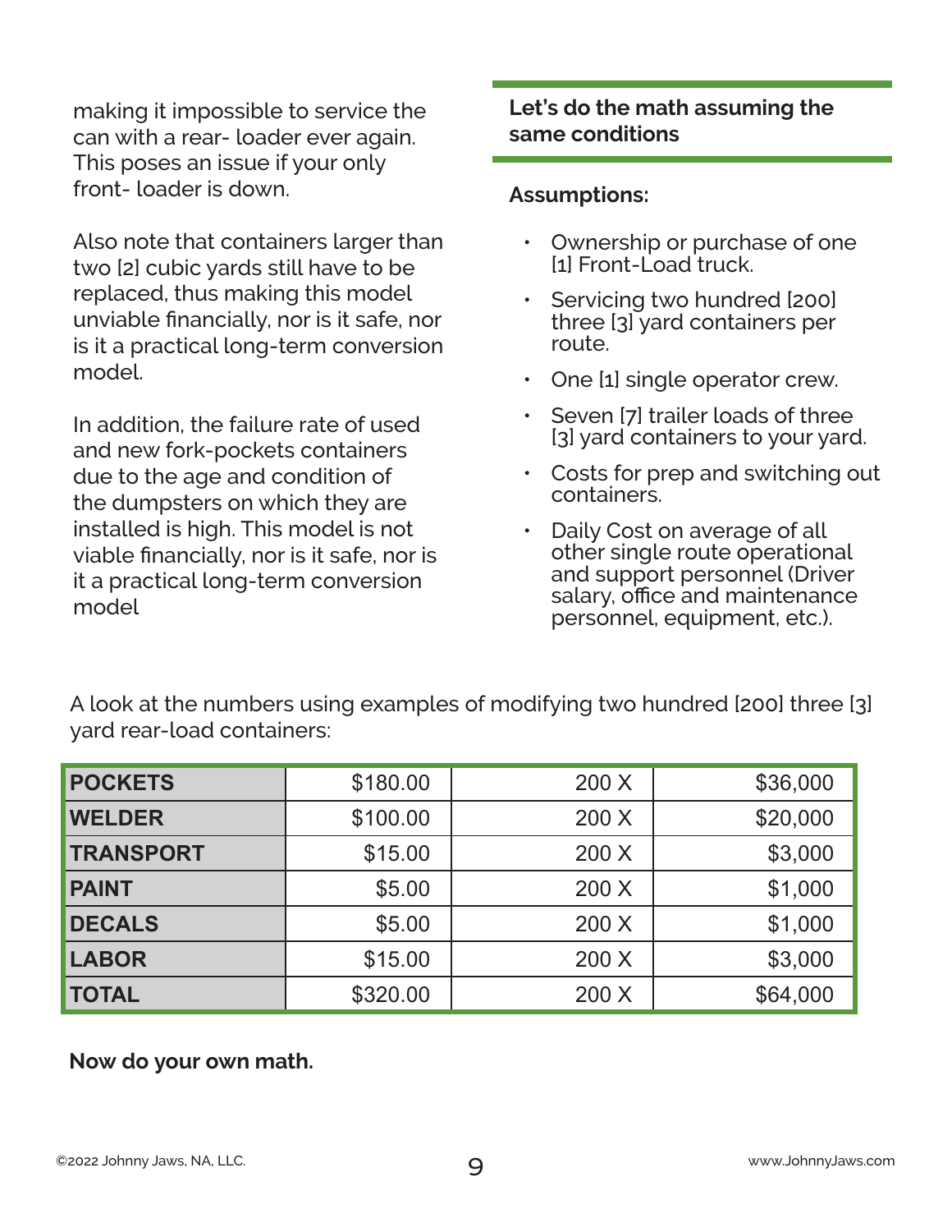making it impossible to service the can with a rear- loader ever again. This poses an issue if your only front- loader is down.

Also note that containers larger than two [2] cubic yards still have to be replaced, thus making this model unviable financially, nor is it safe, nor is it a practical long-term conversion model.

In addition, the failure rate of used and new fork-pockets containers due to the age and condition of the dumpsters on which they are installed is high. This model is not viable financially, nor is it safe, nor is it a practical long-term conversion model

**Let's do the math assuming the same conditions**

**Assumptions:**

- Ownership or purchase of one [1] Front-Load truck.
- Servicing two hundred [200] three [3] yard containers per route.
- One [1] single operator crew.
- Seven [7] trailer loads of three [3] yard containers to your yard.
- Costs for prep and switching out containers.
- Daily Cost on average of all other single route operational and support personnel (Driver salary, office and maintenance personnel, equipment, etc.).

A look at the numbers using examples of modifying two hundred [200] three [3] yard rear-load containers:

| | | | |
|---|---|---|---|
| **POCKETS** | $180.00 | 200 X | $36,000 |
| **WELDER** | $100.00 | 200 X | $20,000 |
| **TRANSPORT** | $15.00 | 200 X | $3,000 |
| **PAINT** | $5.00 | 200 X | $1,000 |
| **DECALS** | $5.00 | 200 X | $1,000 |
| **LABOR** | $15.00 | 200 X | $3,000 |
| **TOTAL** | $320.00 | 200 X | $64,000 |

**Now do your own math.**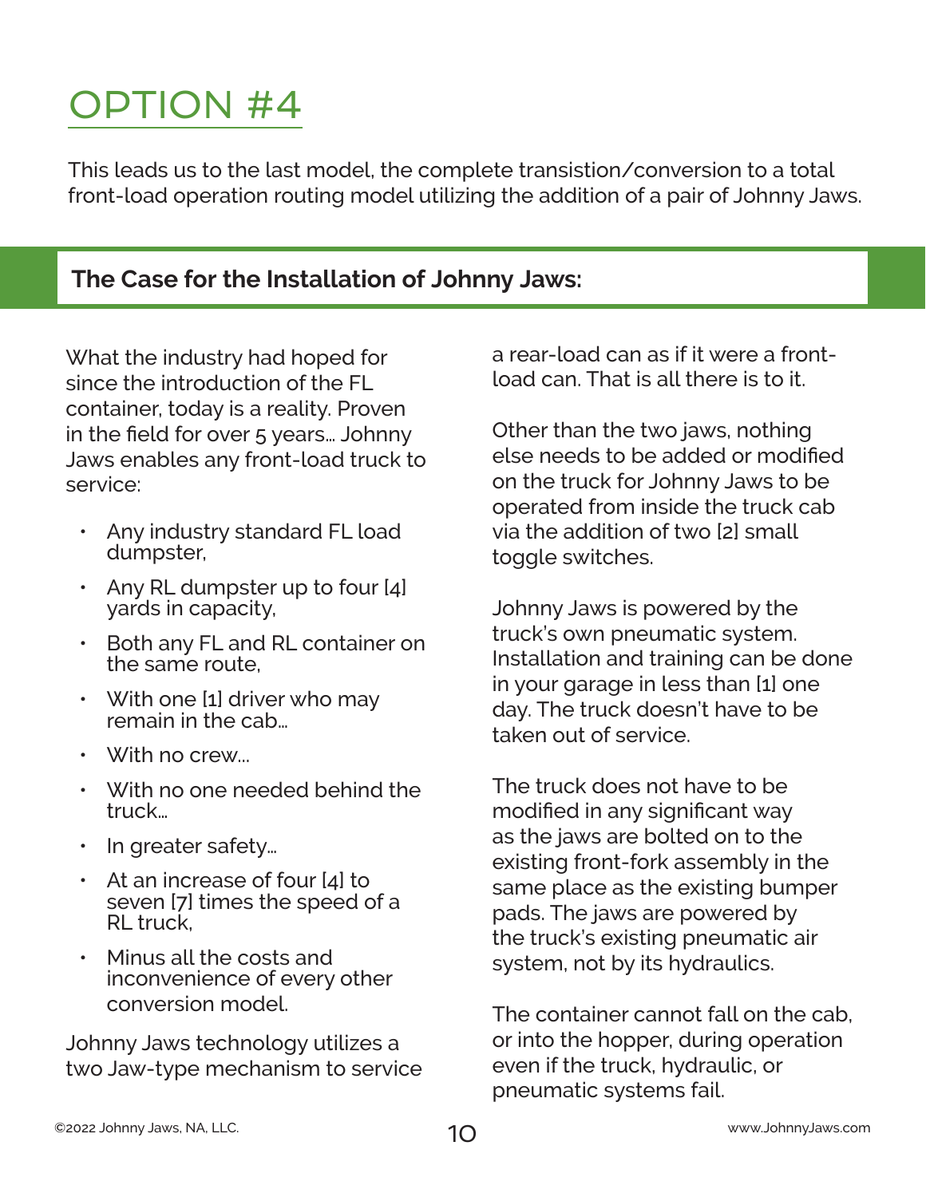# OPTION #4

This leads us to the last model, the complete transistion/conversion to a total front-load operation routing model utilizing the addition of a pair of Johnny Jaws.

## The Case for the Installation of Johnny Jaws:

What the industry had hoped for since the introduction of the FL container, today is a reality. Proven in the field for over 5 years… Johnny Jaws enables any front-load truck to service:

- Any industry standard FL load dumpster,
- Any RL dumpster up to four [4] yards in capacity,
- Both any FL and RL container on the same route,
- With one [1] driver who may remain in the cab…
- With no crew…
- With no one needed behind the truck…
- In greater safety…
- At an increase of four [4] to seven [7] times the speed of a RL truck,
- Minus all the costs and inconvenience of every other conversion model.

Johnny Jaws technology utilizes a two Jaw-type mechanism to service a rear-load can as if it were a front-load can. That is all there is to it.

Other than the two jaws, nothing else needs to be added or modified on the truck for Johnny Jaws to be operated from inside the truck cab via the addition of two [2] small toggle switches.

Johnny Jaws is powered by the truck's own pneumatic system. Installation and training can be done in your garage in less than [1] one day. The truck doesn't have to be taken out of service.

The truck does not have to be modified in any significant way as the jaws are bolted on to the existing front-fork assembly in the same place as the existing bumper pads. The jaws are powered by the truck's existing pneumatic air system, not by its hydraulics.

The container cannot fall on the cab, or into the hopper, during operation even if the truck, hydraulic, or pneumatic systems fail.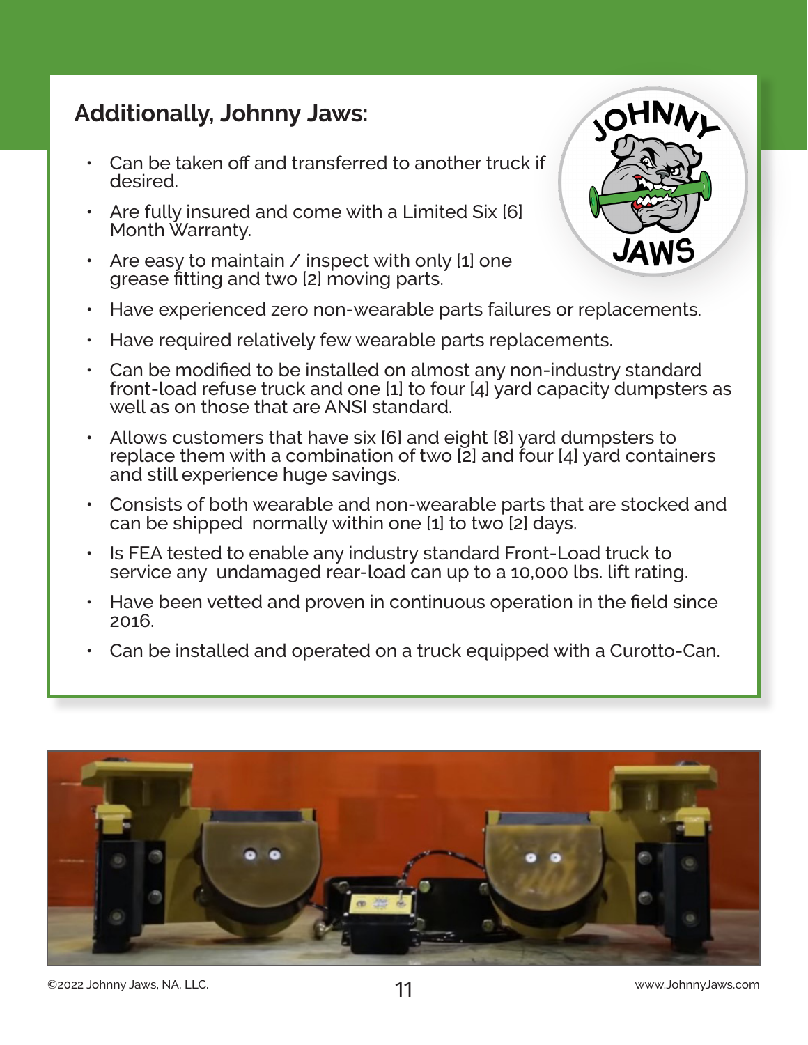## Additionally, Johnny Jaws:

- Can be taken off and transferred to another truck if desired.
- Are fully insured and come with a Limited Six [6] Month Warranty.
- Are easy to maintain / inspect with only [1] one grease fitting and two [2] moving parts.
- Have experienced zero non-wearable parts failures or replacements.
- Have required relatively few wearable parts replacements.
- Can be modified to be installed on almost any non-industry standard front-load refuse truck and one [1] to four [4] yard capacity dumpsters as well as on those that are ANSI standard.
- Allows customers that have six [6] and eight [8] yard dumpsters to replace them with a combination of two [2] and four [4] yard containers and still experience huge savings.
- Consists of both wearable and non-wearable parts that are stocked and can be shipped normally within one [1] to two [2] days.
- Is FEA tested to enable any industry standard Front-Load truck to service any undamaged rear-load can up to a 10,000 lbs. lift rating.
- Have been vetted and proven in continuous operation in the field since 2016.
- Can be installed and operated on a truck equipped with a Curotto-Can.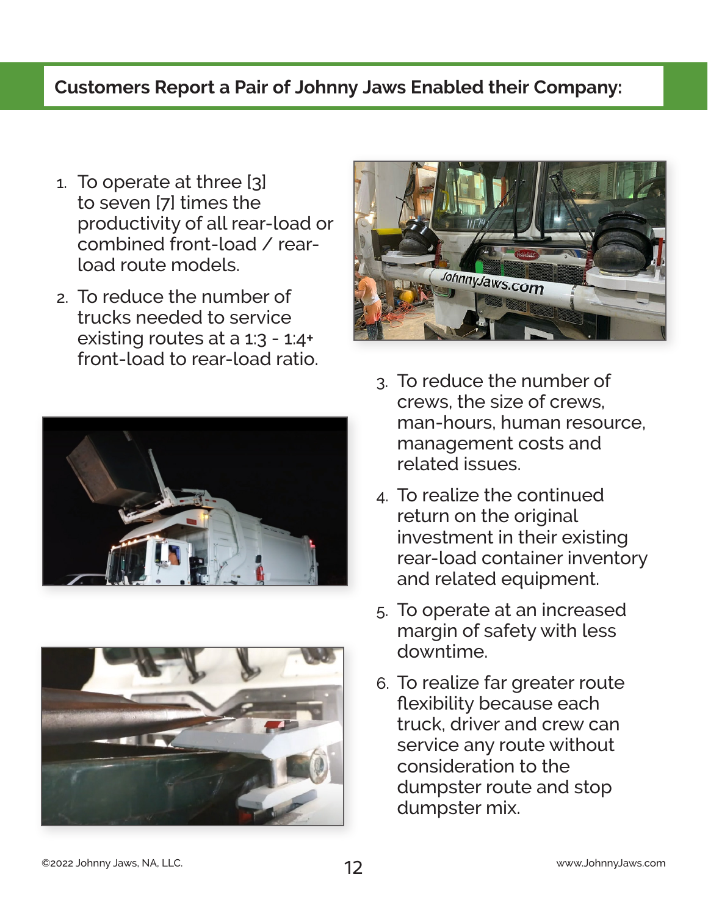## Customers Report a Pair of Johnny Jaws Enabled their Company:

1. To operate at three [3] to seven [7] times the productivity of all rear-load or combined front-load / rear-load route models.
2. To reduce the number of trucks needed to service existing routes at a 1:3 - 1:4+ front-load to rear-load ratio.
3. To reduce the number of crews, the size of crews, man-hours, human resource, management costs and related issues.
4. To realize the continued return on the original investment in their existing rear-load container inventory and related equipment.
5. To operate at an increased margin of safety with less downtime.
6. To realize far greater route flexibility because each truck, driver and crew can service any route without consideration to the dumpster route and stop dumpster mix.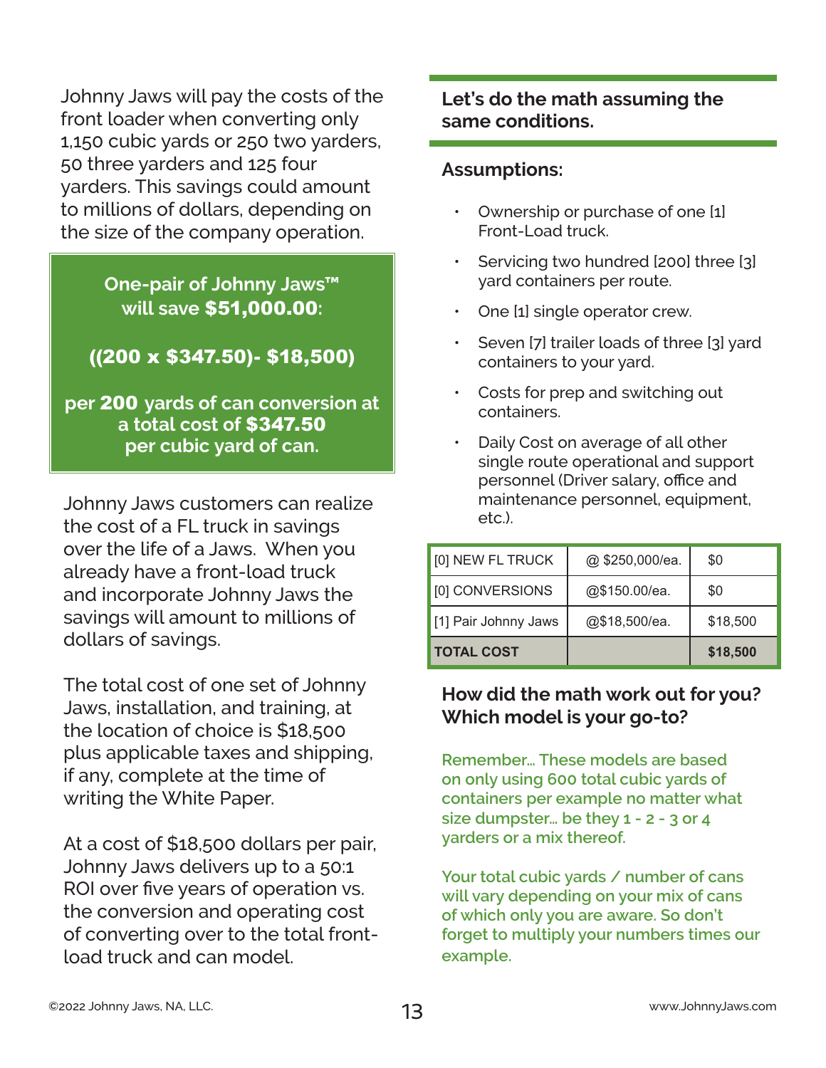Johnny Jaws will pay the costs of the front loader when converting only 1,150 cubic yards or 250 two yarders, 50 three yarders and 125 four yarders. This savings could amount to millions of dollars, depending on the size of the company operation.

**One-pair of Johnny Jaws™ will save $51,000.00:**

**((200 x $347.50)- $18,500)**

**per 200 yards of can conversion at a total cost of $347.50 per cubic yard of can.**

Johnny Jaws customers can realize the cost of a FL truck in savings over the life of a Jaws. When you already have a front-load truck and incorporate Johnny Jaws the savings will amount to millions of dollars of savings.

The total cost of one set of Johnny Jaws, installation, and training, at the location of choice is $18,500 plus applicable taxes and shipping, if any, complete at the time of writing the White Paper.

At a cost of $18,500 dollars per pair, Johnny Jaws delivers up to a 50:1 ROI over five years of operation vs. the conversion and operating cost of converting over to the total front-load truck and can model.

## Let's do the math assuming the same conditions.

### Assumptions:

- Ownership or purchase of one [1] Front-Load truck.
- Servicing two hundred [200] three [3] yard containers per route.
- One [1] single operator crew.
- Seven [7] trailer loads of three [3] yard containers to your yard.
- Costs for prep and switching out containers.
- Daily Cost on average of all other single route operational and support personnel (Driver salary, office and maintenance personnel, equipment, etc.).

| | | |
|---|---|---|
| [0] NEW FL TRUCK | @ $250,000/ea. | $0 |
| [0] CONVERSIONS | @$150.00/ea. | $0 |
| [1] Pair Johnny Jaws | @$18,500/ea. | $18,500 |
| **TOTAL COST** | | **$18,500** |

### How did the math work out for you? Which model is your go-to?

**Remember... These models are based on only using 600 total cubic yards of containers per example no matter what size dumpster... be they 1 - 2 - 3 or 4 yarders or a mix thereof.**

**Your total cubic yards / number of cans will vary depending on your mix of cans of which only you are aware. So don't forget to multiply your numbers times our example.**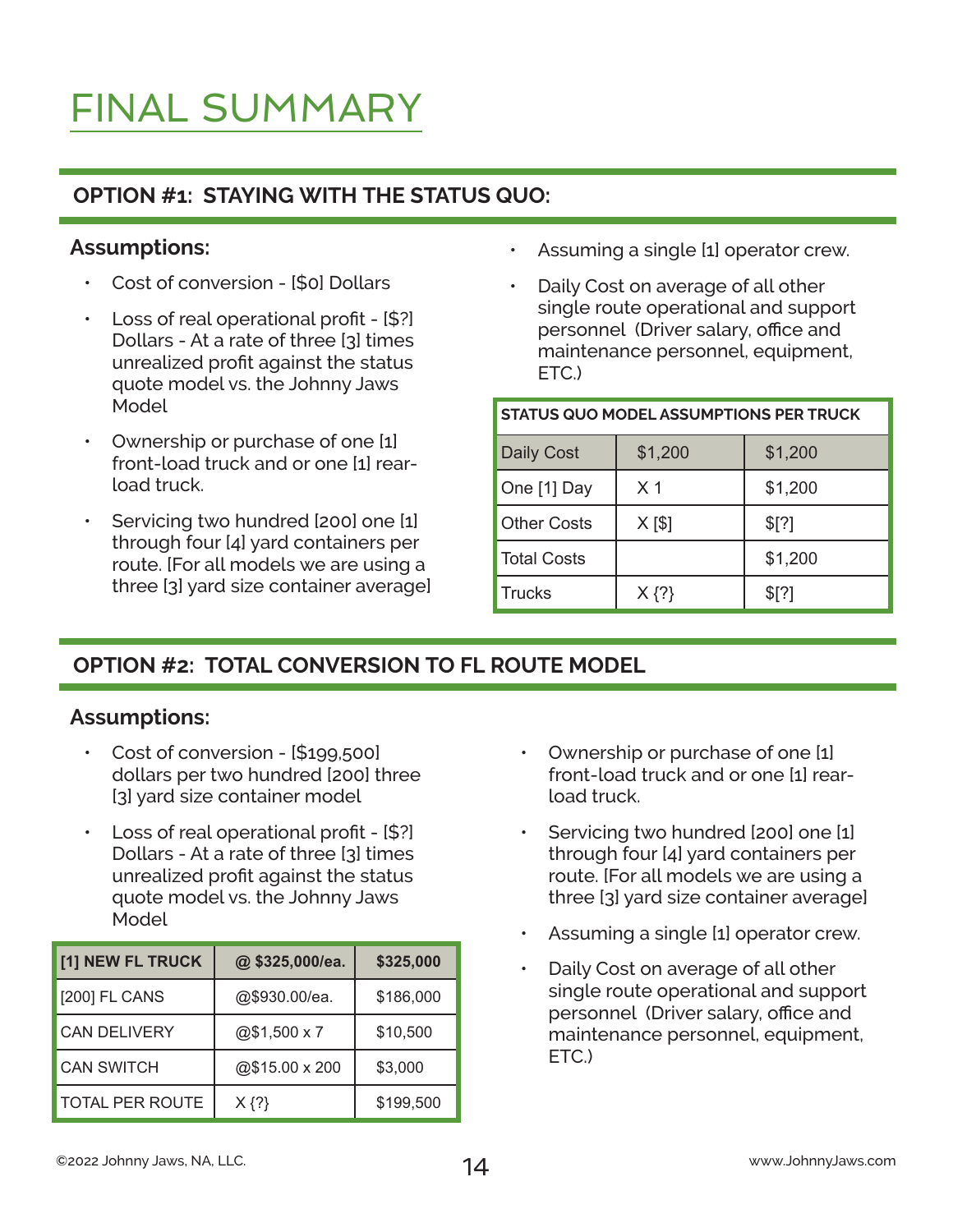# FINAL SUMMARY

## OPTION #1: STAYING WITH THE STATUS QUO:

### Assumptions:

- Cost of conversion - [$0] Dollars
- Loss of real operational profit - [$?] Dollars - At a rate of three [3] times unrealized profit against the status quote model vs. the Johnny Jaws Model
- Ownership or purchase of one [1] front-load truck and or one [1] rear-load truck.
- Servicing two hundred [200] one [1] through four [4] yard containers per route. [For all models we are using a three [3] yard size container average]
- Assuming a single [1] operator crew.
- Daily Cost on average of all other single route operational and support personnel (Driver salary, office and maintenance personnel, equipment, ETC.)

| STATUS QUO MODEL ASSUMPTIONS PER TRUCK | | |
|---|---|---|
| Daily Cost | $1,200 | $1,200 |
| One [1] Day | X 1 | $1,200 |
| Other Costs | X [$] | $[?] |
| Total Costs | | $1,200 |
| Trucks | X {?} | $[?] |

## OPTION #2: TOTAL CONVERSION TO FL ROUTE MODEL

### Assumptions:

- Cost of conversion - [$199,500] dollars per two hundred [200] three [3] yard size container model
- Loss of real operational profit - [$?] Dollars - At a rate of three [3] times unrealized profit against the status quote model vs. the Johnny Jaws Model

| [1] NEW FL TRUCK | @ $325,000/ea. | $325,000 |
|---|---|---|
| [200] FL CANS | @$930.00/ea. | $186,000 |
| CAN DELIVERY | @$1,500 x 7 | $10,500 |
| CAN SWITCH | @$15.00 x 200 | $3,000 |
| TOTAL PER ROUTE | X {?} | $199,500 |

- Ownership or purchase of one [1] front-load truck and or one [1] rear-load truck.
- Servicing two hundred [200] one [1] through four [4] yard containers per route. [For all models we are using a three [3] yard size container average]
- Assuming a single [1] operator crew.
- Daily Cost on average of all other single route operational and support personnel (Driver salary, office and maintenance personnel, equipment, ETC.)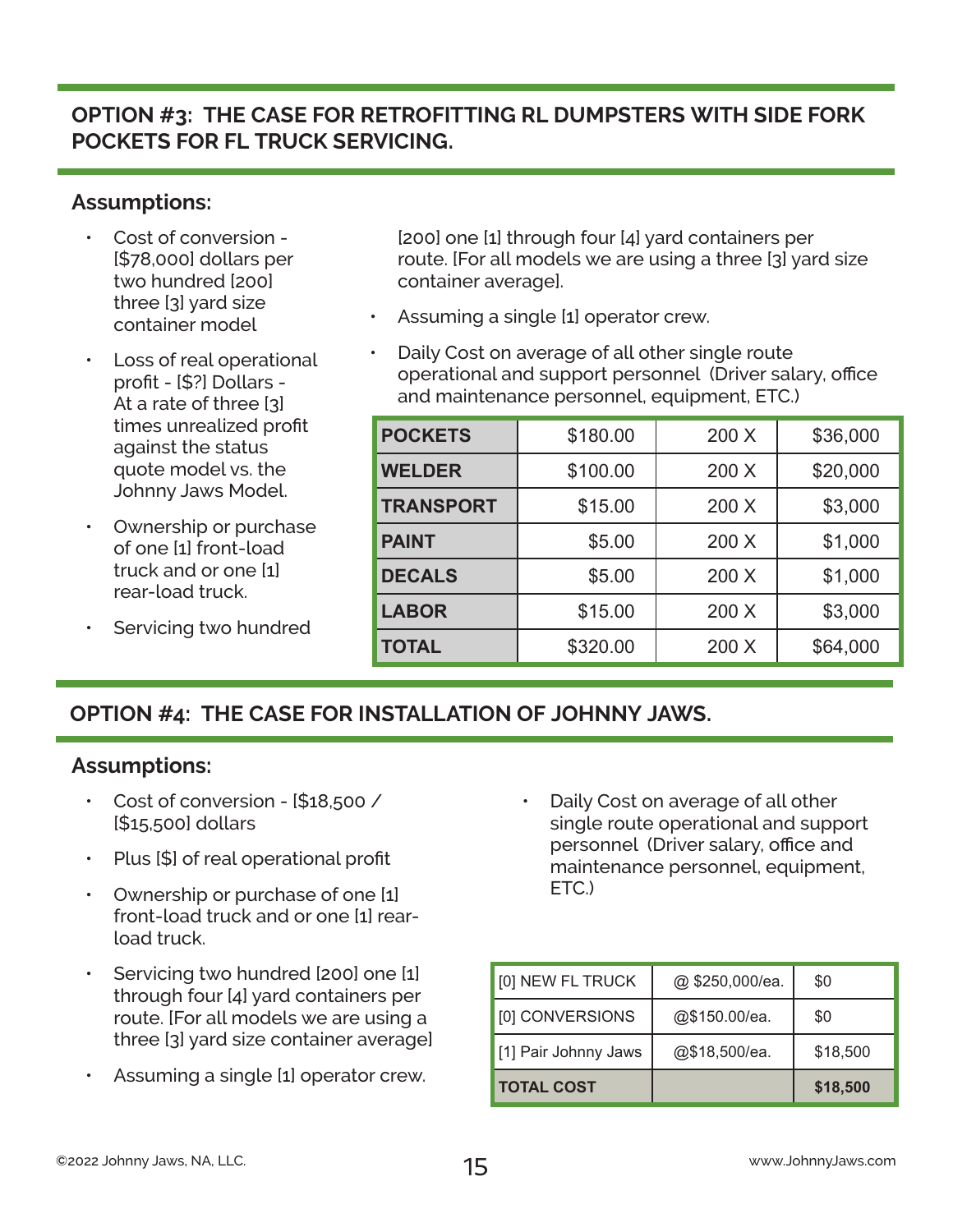## OPTION #3: THE CASE FOR RETROFITTING RL DUMPSTERS WITH SIDE FORK POCKETS FOR FL TRUCK SERVICING.

### Assumptions:

- Cost of conversion - [$78,000] dollars per two hundred [200] three [3] yard size container model
- Loss of real operational profit - [$?] Dollars - At a rate of three [3] times unrealized profit against the status quote model vs. the Johnny Jaws Model.
- Ownership or purchase of one [1] front-load truck and or one [1] rear-load truck.
- Servicing two hundred [200] one [1] through four [4] yard containers per route. [For all models we are using a three [3] yard size container average].
- Assuming a single [1] operator crew.
- Daily Cost on average of all other single route operational and support personnel (Driver salary, office and maintenance personnel, equipment, ETC.)

| | | | |
|---|---|---|---|
| **POCKETS** | $180.00 | 200 X | $36,000 |
| **WELDER** | $100.00 | 200 X | $20,000 |
| **TRANSPORT** | $15.00 | 200 X | $3,000 |
| **PAINT** | $5.00 | 200 X | $1,000 |
| **DECALS** | $5.00 | 200 X | $1,000 |
| **LABOR** | $15.00 | 200 X | $3,000 |
| **TOTAL** | $320.00 | 200 X | $64,000 |

## OPTION #4: THE CASE FOR INSTALLATION OF JOHNNY JAWS.

### Assumptions:

- Cost of conversion - [$18,500 / [$15,500] dollars
- Plus [$] of real operational profit
- Ownership or purchase of one [1] front-load truck and or one [1] rear-load truck.
- Servicing two hundred [200] one [1] through four [4] yard containers per route. [For all models we are using a three [3] yard size container average]
- Assuming a single [1] operator crew.
- Daily Cost on average of all other single route operational and support personnel (Driver salary, office and maintenance personnel, equipment, ETC.)

| | | |
|---|---|---|
| [0] NEW FL TRUCK | @ $250,000/ea. | $0 |
| [0] CONVERSIONS | @$150.00/ea. | $0 |
| [1] Pair Johnny Jaws | @$18,500/ea. | $18,500 |
| **TOTAL COST** | | **$18,500** |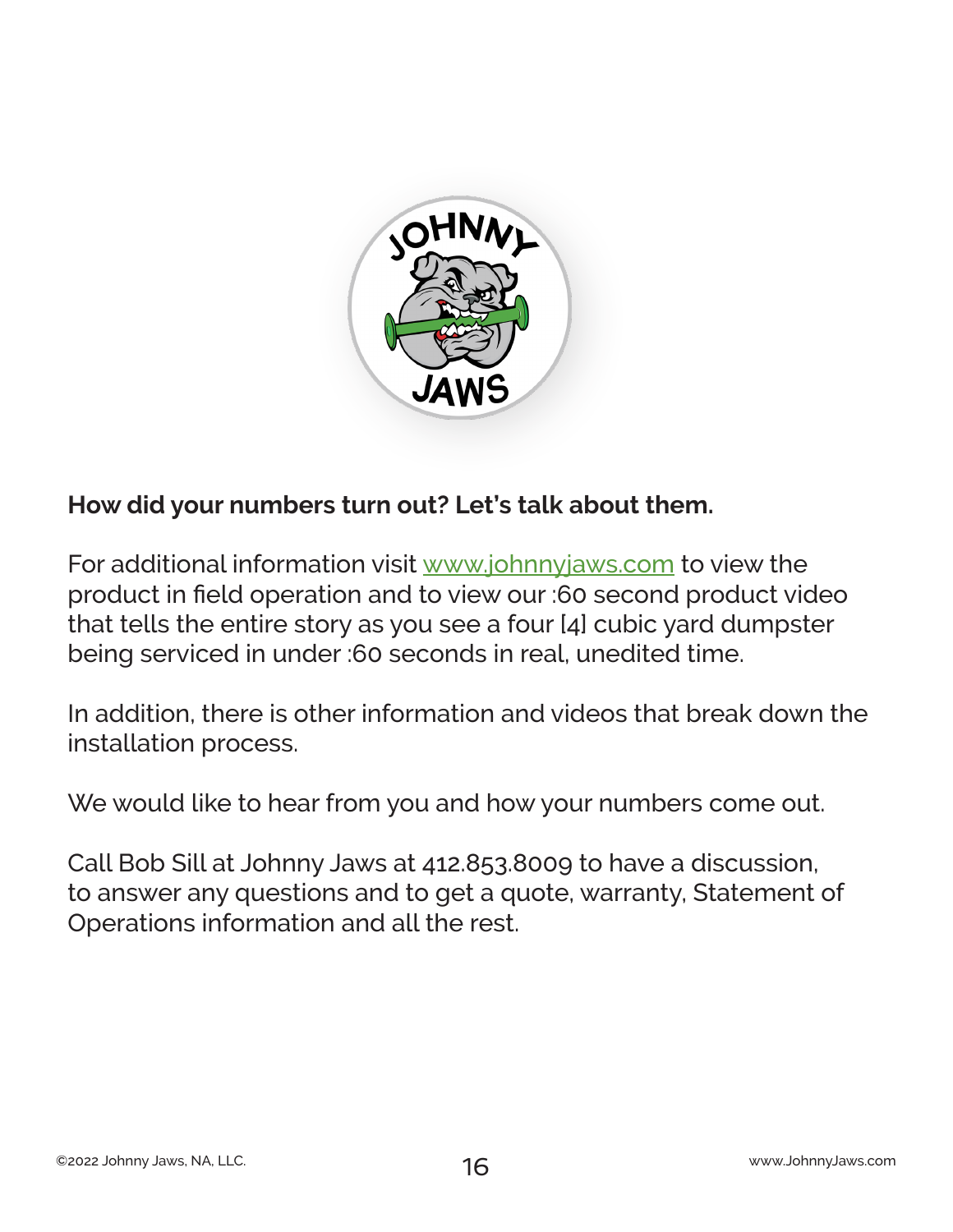**How did your numbers turn out? Let's talk about them.**

For additional information visit www.johnnyjaws.com to view the product in field operation and to view our :60 second product video that tells the entire story as you see a four [4] cubic yard dumpster being serviced in under :60 seconds in real, unedited time.

In addition, there is other information and videos that break down the installation process.

We would like to hear from you and how your numbers come out.

Call Bob Sill at Johnny Jaws at 412.853.8009 to have a discussion, to answer any questions and to get a quote, warranty, Statement of Operations information and all the rest.